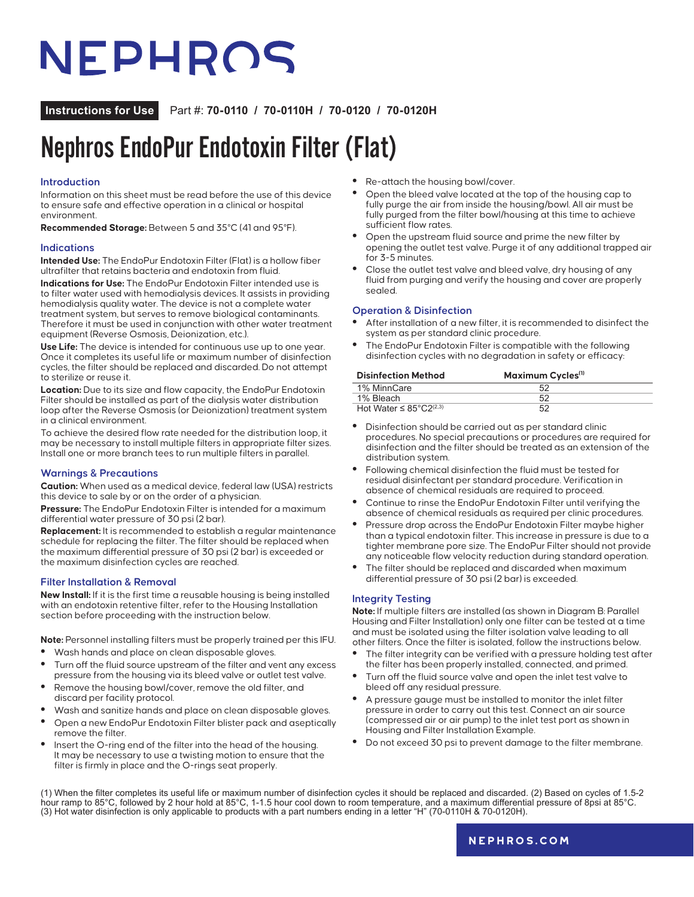# NEPHROS

**Instructions for Use** Part #: **70-0110 / 70-0110H / 70-0120 / 70-0120H**

# Nephros EndoPur Endotoxin Filter (Flat)

## Introduction

Information on this sheet must be read before the use of this device to ensure safe and effective operation in a clinical or hospital environment.

**Recommended Storage:** Between 5 and 35°C (41 and 95°F).

## Indications

**Intended Use:** The EndoPur Endotoxin Filter (Flat) is a hollow fiber ultrafilter that retains bacteria and endotoxin from fluid.

**Indications for Use:** The EndoPur Endotoxin Filter intended use is to filter water used with hemodialysis devices. It assists in providing hemodialysis quality water. The device is not a complete water treatment system, but serves to remove biological contaminants. Therefore it must be used in conjunction with other water treatment equipment (Reverse Osmosis, Deionization, etc.).

**Use Life:** The device is intended for continuous use up to one year. Once it completes its useful life or maximum number of disinfection cycles, the filter should be replaced and discarded. Do not attempt to sterilize or reuse it.

**Location:** Due to its size and flow capacity, the EndoPur Endotoxin Filter should be installed as part of the dialysis water distribution loop after the Reverse Osmosis (or Deionization) treatment system in a clinical environment.

To achieve the desired flow rate needed for the distribution loop, it may be necessary to install multiple filters in appropriate filter sizes. Install one or more branch tees to run multiple filters in parallel.

## Warnings & Precautions

**Caution:** When used as a medical device, federal law (USA) restricts this device to sale by or on the order of a physician.

**Pressure:** The EndoPur Endotoxin Filter is intended for a maximum differential water pressure of 30 psi (2 bar).

**Replacement:** It is recommended to establish a regular maintenance schedule for replacing the filter. The filter should be replaced when the maximum differential pressure of 30 psi (2 bar) is exceeded or the maximum disinfection cycles are reached.

## Filter Installation & Removal

**New Install:** If it is the first time a reusable housing is being installed with an endotoxin retentive filter, refer to the Housing Installation section before proceeding with the instruction below.

**Note:** Personnel installing filters must be properly trained per this IFU.

- Wash hands and place on clean disposable gloves.
- Turn off the fluid source upstream of the filter and vent any excess pressure from the housing via its bleed valve or outlet test valve.
- Remove the housing bowl/cover, remove the old filter, and discard per facility protocol.
- Wash and sanitize hands and place on clean disposable gloves.
- Open a new EndoPur Endotoxin Filter blister pack and aseptically remove the filter.
- Insert the O-ring end of the filter into the head of the housing. It may be necessary to use a twisting motion to ensure that the filter is firmly in place and the O-rings seat properly.
- Re-attach the housing bowl/cover.
- Open the bleed valve located at the top of the housing cap to fully purge the air from inside the housing/bowl. All air must be fully purged from the filter bowl/housing at this time to achieve sufficient flow rates.
- Open the upstream fluid source and prime the new filter by opening the outlet test valve. Purge it of any additional trapped air for 3-5 minutes.
- Close the outlet test valve and bleed valve, dry housing of any fluid from purging and verify the housing and cover are properly sealed.

## Operation & Disinfection

- After installation of a new filter, it is recommended to disinfect the system as per standard clinic procedure.
- The EndoPur Endotoxin Filter is compatible with the following disinfection cycles with no degradation in safety or efficacy:

| Disinfection Method | Maximum Cycles[1] |
|---|---|
| 1% MinnCare | 52 |
| 1% Bleach | 52 |
| Hot Water ≤ 85°C2[2,3] | 52 |

- Disinfection should be carried out as per standard clinic procedures. No special precautions or procedures are required for disinfection and the filter should be treated as an extension of the distribution system.
- Following chemical disinfection the fluid must be tested for residual disinfectant per standard procedure. Verification in absence of chemical residuals are required to proceed.
- Continue to rinse the EndoPur Endotoxin Filter until verifying the absence of chemical residuals as required per clinic procedures.
- Pressure drop across the EndoPur Endotoxin Filter maybe higher than a typical endotoxin filter. This increase in pressure is due to a tighter membrane pore size. The EndoPur Filter should not provide any noticeable flow velocity reduction during standard operation.
- The filter should be replaced and discarded when maximum differential pressure of 30 psi (2 bar) is exceeded.

## Integrity Testing

**Note:** If multiple filters are installed (as shown in Diagram B: Parallel Housing and Filter Installation) only one filter can be tested at a time and must be isolated using the filter isolation valve leading to all other filters. Once the filter is isolated, follow the instructions below.

- The filter integrity can be verified with a pressure holding test after the filter has been properly installed, connected, and primed.
- Turn off the fluid source valve and open the inlet test valve to bleed off any residual pressure.
- A pressure gauge must be installed to monitor the inlet filter pressure in order to carry out this test. Connect an air source (compressed air or air pump) to the inlet test port as shown in Housing and Filter Installation Example.
- Do not exceed 30 psi to prevent damage to the filter membrane.

(1) When the filter completes its useful life or maximum number of disinfection cycles it should be replaced and discarded. (2) Based on cycles of 1.5-2 hour ramp to 85°C, followed by 2 hour hold at 85°C, 1-1.5 hour cool down to room temperature, and a maximum differential pressure of 8psi at 85°C. (3) Hot water disinfection is only applicable to products with a part numbers ending in a letter "H" (70-0110H & 70-0120H).

**NEPHROS.COM**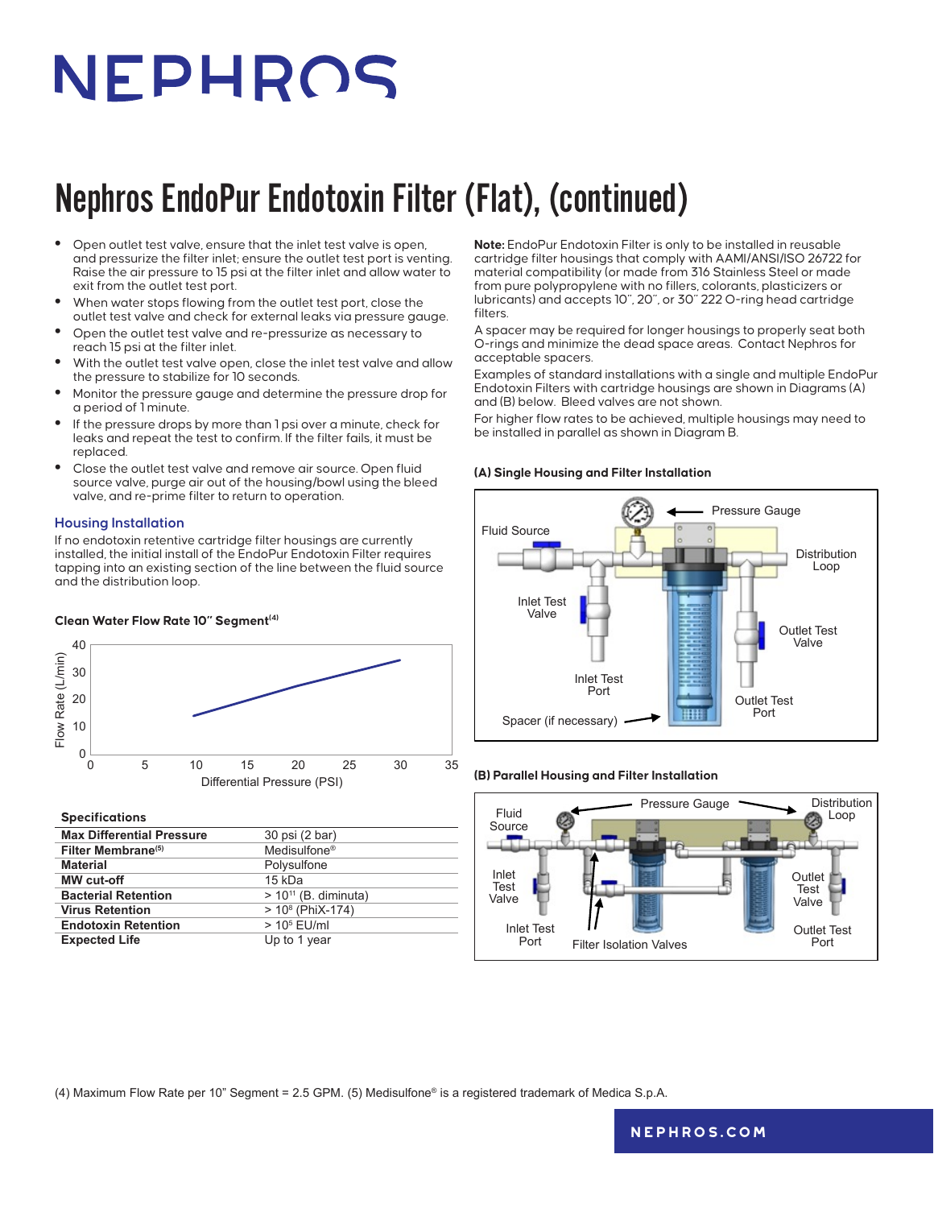Nephros EndoPur Endotoxin Filter (Flat), (continued)

- Open outlet test valve, ensure that the inlet test valve is open, and pressurize the filter inlet; ensure the outlet test port is venting. Raise the air pressure to 15 psi at the filter inlet and allow water to exit from the outlet test port.
- When water stops flowing from the outlet test port, close the outlet test valve and check for external leaks via pressure gauge.
- Open the outlet test valve and re-pressurize as necessary to reach 15 psi at the filter inlet.
- With the outlet test valve open, close the inlet test valve and allow the pressure to stabilize for 10 seconds.
- Monitor the pressure gauge and determine the pressure drop for a period of 1 minute.
- If the pressure drops by more than 1 psi over a minute, check for leaks and repeat the test to confirm. If the filter fails, it must be replaced.
- Close the outlet test valve and remove air source. Open fluid source valve, purge air out of the housing/bowl using the bleed valve, and re-prime filter to return to operation.

## Housing Installation

If no endotoxin retentive cartridge filter housings are currently installed, the initial install of the EndoPur Endotoxin Filter requires tapping into an existing section of the line between the fluid source and the distribution loop.

**Clean Water Flow Rate 10" Segment[4]**

Flow Rate (L/min) vs. Differential Pressure (PSI)

**Specifications**

| | |
|---|---|
| **Max Differential Pressure** | 30 psi (2 bar) |
| **Filter Membrane[5]** | Medisulfone® |
| **Material** | Polysulfone |
| **MW cut-off** | 15 kDa |
| **Bacterial Retention** | > $10^{11}$ (B. diminuta) |
| **Virus Retention** | > $10^{8}$ (PhiX-174) |
| **Endotoxin Retention** | > $10^{5}$ EU/ml |
| **Expected Life** | Up to 1 year |

**Note:** EndoPur Endotoxin Filter is only to be installed in reusable cartridge filter housings that comply with AAMI/ANSI/ISO 26722 for material compatibility (or made from 316 Stainless Steel or made from pure polypropylene with no fillers, colorants, plasticizers or lubricants) and accepts 10", 20", or 30" 222 O-ring head cartridge filters.

A spacer may be required for longer housings to properly seat both O-rings and minimize the dead space areas. Contact Nephros for acceptable spacers.

Examples of standard installations with a single and multiple EndoPur Endotoxin Filters with cartridge housings are shown in Diagrams (A) and (B) below. Bleed valves are not shown.

For higher flow rates to be achieved, multiple housings may need to be installed in parallel as shown in Diagram B.

**(A) Single Housing and Filter Installation**

**(B) Parallel Housing and Filter Installation**

(4) Maximum Flow Rate per 10" Segment = 2.5 GPM. (5) Medisulfone® is a registered trademark of Medica S.p.A.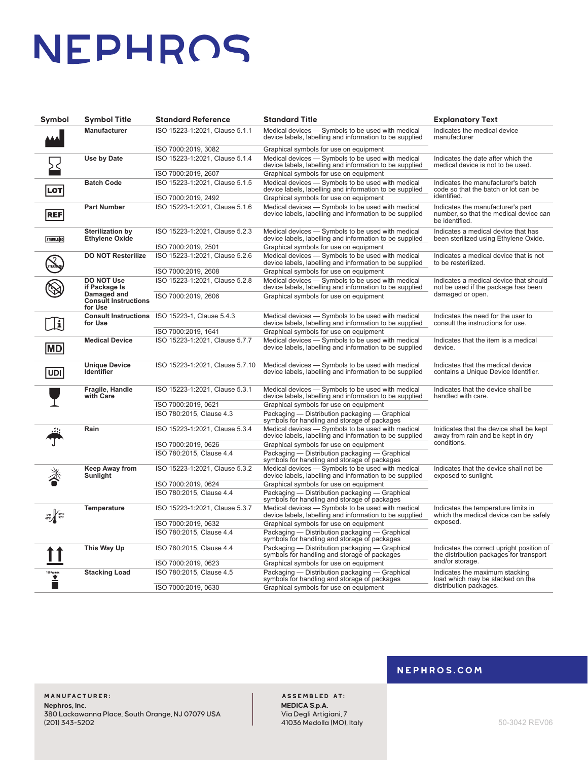# NEPHROS

| Symbol | Symbol Title | Standard Reference | Standard Title | Explanatory Text |
|---|---|---|---|---|
| | **Manufacturer** | ISO 15223-1:2021, Clause 5.1.1 | Medical devices — Symbols to be used with medical device labels, labelling and information to be supplied | Indicates the medical device manufacturer |
| | | ISO 7000:2019, 3082 | Graphical symbols for use on equipment | |
| | **Use by Date** | ISO 15223-1:2021, Clause 5.1.4 | Medical devices — Symbols to be used with medical device labels, labelling and information to be supplied | Indicates the date after which the medical device is not to be used. |
| | | ISO 7000:2019, 2607 | Graphical symbols for use on equipment | |
| LOT | **Batch Code** | ISO 15223-1:2021, Clause 5.1.5 | Medical devices — Symbols to be used with medical device labels, labelling and information to be supplied | Indicates the manufacturer's batch code so that the batch or lot can be identified. |
| | | ISO 7000:2019, 2492 | Graphical symbols for use on equipment | |
| REF | **Part Number** | ISO 15223-1:2021, Clause 5.1.6 | Medical devices — Symbols to be used with medical device labels, labelling and information to be supplied | Indicates the manufacturer's part number, so that the medical device can be identified. |
| STERILE EO | **Sterilization by Ethylene Oxide** | ISO 15223-1:2021, Clause 5.2.3 | Medical devices — Symbols to be used with medical device labels, labelling and information to be supplied | Indicates a medical device that has been sterilized using Ethylene Oxide. |
| | | ISO 7000:2019, 2501 | Graphical symbols for use on equipment | |
| STERILIZE | **DO NOT Resterilize** | ISO 15223-1:2021, Clause 5.2.6 | Medical devices — Symbols to be used with medical device labels, labelling and information to be supplied | Indicates a medical device that is not to be resterilized. |
| | | ISO 7000:2019, 2608 | Graphical symbols for use on equipment | |
| | **DO NOT Use if Package Is Damaged and Consult Instructions for Use** | ISO 15223-1:2021, Clause 5.2.8 | Medical devices — Symbols to be used with medical device labels, labelling and information to be supplied | Indicates a medical device that should not be used if the package has been damaged or open. |
| | | ISO 7000:2019, 2606 | Graphical symbols for use on equipment | |
| | **Consult Instructions for Use** | ISO 15223-1, Clause 5.4.3 | Medical devices — Symbols to be used with medical device labels, labelling and information to be supplied | Indicates the need for the user to consult the instructions for use. |
| | | ISO 7000:2019, 1641 | Graphical symbols for use on equipment | |
| MD | **Medical Device** | ISO 15223-1:2021, Clause 5.7.7 | Medical devices — Symbols to be used with medical device labels, labelling and information to be supplied | Indicates that the item is a medical device. |
| UDI | **Unique Device Identifier** | ISO 15223-1:2021, Clause 5.7.10 | Medical devices — Symbols to be used with medical device labels, labelling and information to be supplied | Indicates that the medical device contains a Unique Device Identifier. |
| | **Fragile, Handle with Care** | ISO 15223-1:2021, Clause 5.3.1 | Medical devices — Symbols to be used with medical device labels, labelling and information to be supplied | Indicates that the device shall be handled with care. |
| | | ISO 7000:2019, 0621 | Graphical symbols for use on equipment | |
| | | ISO 780:2015, Clause 4.3 | Packaging — Distribution packaging — Graphical symbols for handling and storage of packages | |
| | **Rain** | ISO 15223-1:2021, Clause 5.3.4 | Medical devices — Symbols to be used with medical device labels, labelling and information to be supplied | Inidicates that the device shall be kept away from rain and be kept in dry conditions. |
| | | ISO 7000:2019, 0626 | Graphical symbols for use on equipment | |
| | | ISO 780:2015, Clause 4.4 | Packaging — Distribution packaging — Graphical symbols for handling and storage of packages | |
| | **Keep Away from Sunlight** | ISO 15223-1:2021, Clause 5.3.2 | Medical devices — Symbols to be used with medical device labels, labelling and information to be supplied | Indicates that the device shall not be exposed to sunlight. |
| | | ISO 7000:2019, 0624 | Graphical symbols for use on equipment | |
| | | ISO 780:2015, Clause 4.4 | Packaging — Distribution packaging — Graphical symbols for handling and storage of packages | |
| 5°C 41°F / 35°C 95°F | **Temperature** | ISO 15223-1:2021, Clause 5.3.7 | Medical devices — Symbols to be used with medical device labels, labelling and information to be supplied | Indicates the temperature limits in which the medical device can be safely exposed. |
| | | ISO 7000:2019, 0632 | Graphical symbols for use on equipment | |
| | | ISO 780:2015, Clause 4.4 | Packaging — Distribution packaging — Graphical symbols for handling and storage of packages | |
| | **This Way Up** | ISO 780:2015, Clause 4.4 | Packaging — Distribution packaging — Graphical symbols for handling and storage of packages | Indicates the correct upright position of the distribution packages for transport and/or storage. |
| | | ISO 7000:2019, 0623 | Graphical symbols for use on equipment | |
| 150Kg max | **Stacking Load** | ISO 780:2015, Clause 4.5 | Packaging — Distribution packaging — Graphical symbols for handling and storage of packages | Indicates the maximum stacking load which may be stacked on the distribution packages. |
| | | ISO 7000:2019, 0630 | Graphical symbols for use on equipment | |

**NEPHROS.COM**

**MANUFACTURER:**
**Nephros, Inc.**
380 Lackawanna Place, South Orange, NJ 07079 USA
(201) 343-5202

**ASSEMBLED AT:**
**MEDICA S.p.A.**
Via Degli Artigiani, 7
41036 Medolla (MO), Italy

50-3042 REV06